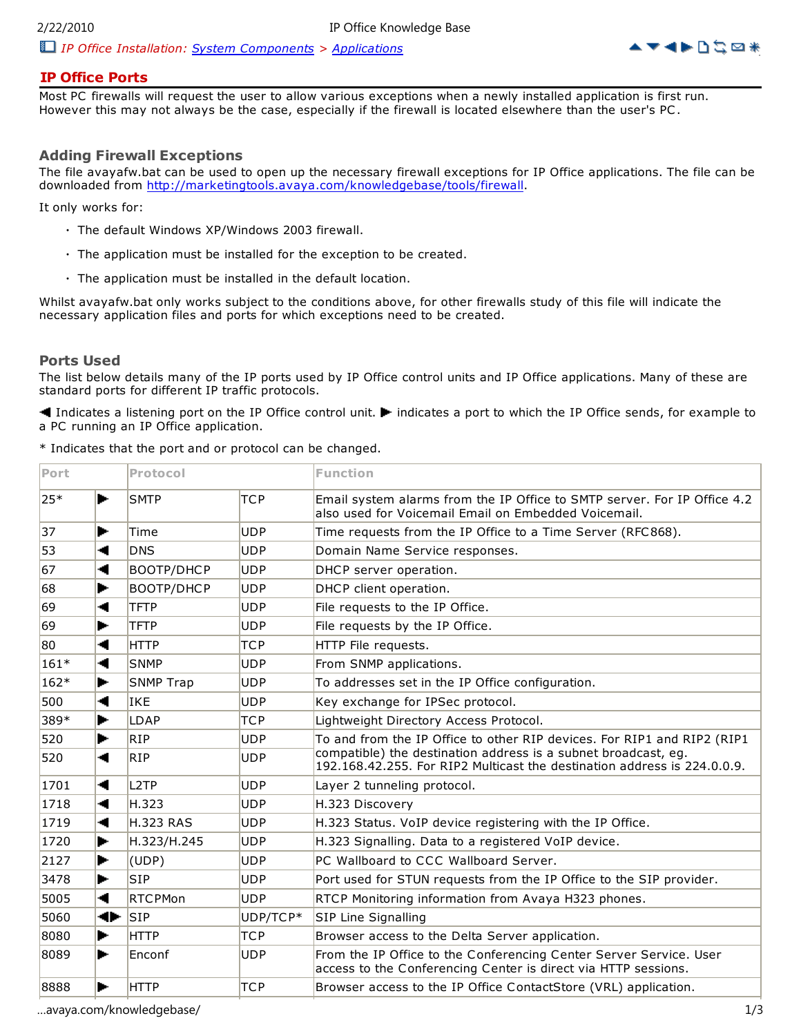IP Office Installation: System Components > Applications

# IP Office Ports

Most PC firewalls will request the user to allow various exceptions when a newly installed application is first run. However this may not always be the case, especially if the firewall is located elsewhere than the user's PC.

## Adding Firewall Exceptions

The file avayafw.bat can be used to open up the necessary firewall exceptions for IP Office applications. The file can be downloaded from http://marketingtools.avaya.com/knowledgebase/tools/firewall.

It only works for:

- The default Windows XP/Windows 2003 firewall.
- The application must be installed for the exception to be created.
- The application must be installed in the default location.

Whilst avayafw.bat only works subject to the conditions above, for other firewalls study of this file will indicate the necessary application files and ports for which exceptions need to be created.

## Ports Used

The list below details many of the IP ports used by IP Office control units and IP Office applications. Many of these are standard ports for different IP traffic protocols.

◀ Indicates a listening port on the IP Office control unit. ▶ indicates a port to which the IP Office sends, for example to a PC running an IP Office application.

* Indicates that the port and or protocol can be changed.

| Port | | Protocol | | Function |
|---|---|---|---|---|
| 25* | ▶ | SMTP | TCP | Email system alarms from the IP Office to SMTP server. For IP Office 4.2 also used for Voicemail Email on Embedded Voicemail. |
| 37 | ▶ | Time | UDP | Time requests from the IP Office to a Time Server (RFC868). |
| 53 | ◀ | DNS | UDP | Domain Name Service responses. |
| 67 | ◀ | BOOTP/DHCP | UDP | DHCP server operation. |
| 68 | ▶ | BOOTP/DHCP | UDP | DHCP client operation. |
| 69 | ◀ | TFTP | UDP | File requests to the IP Office. |
| 69 | ▶ | TFTP | UDP | File requests by the IP Office. |
| 80 | ◀ | HTTP | TCP | HTTP File requests. |
| 161* | ◀ | SNMP | UDP | From SNMP applications. |
| 162* | ▶ | SNMP Trap | UDP | To addresses set in the IP Office configuration. |
| 500 | ◀ | IKE | UDP | Key exchange for IPSec protocol. |
| 389* | ▶ | LDAP | TCP | Lightweight Directory Access Protocol. |
| 520 | ▶ | RIP | UDP | To and from the IP Office to other RIP devices. For RIP1 and RIP2 (RIP1 compatible) the destination address is a subnet broadcast, eg. 192.168.42.255. For RIP2 Multicast the destination address is 224.0.0.9. |
| 520 | ◀ | RIP | UDP | |
| 1701 | ◀ | L2TP | UDP | Layer 2 tunneling protocol. |
| 1718 | ◀ | H.323 | UDP | H.323 Discovery |
| 1719 | ◀ | H.323 RAS | UDP | H.323 Status. VoIP device registering with the IP Office. |
| 1720 | ▶ | H.323/H.245 | UDP | H.323 Signalling. Data to a registered VoIP device. |
| 2127 | ▶ | (UDP) | UDP | PC Wallboard to CCC Wallboard Server. |
| 3478 | ▶ | SIP | UDP | Port used for STUN requests from the IP Office to the SIP provider. |
| 5005 | ◀ | RTCPMon | UDP | RTCP Monitoring information from Avaya H323 phones. |
| 5060 | ◀▶ | SIP | UDP/TCP* | SIP Line Signalling |
| 8080 | ▶ | HTTP | TCP | Browser access to the Delta Server application. |
| 8089 | ▶ | Enconf | UDP | From the IP Office to the Conferencing Center Server Service. User access to the Conferencing Center is direct via HTTP sessions. |
| 8888 | ▶ | HTTP | TCP | Browser access to the IP Office ContactStore (VRL) application. |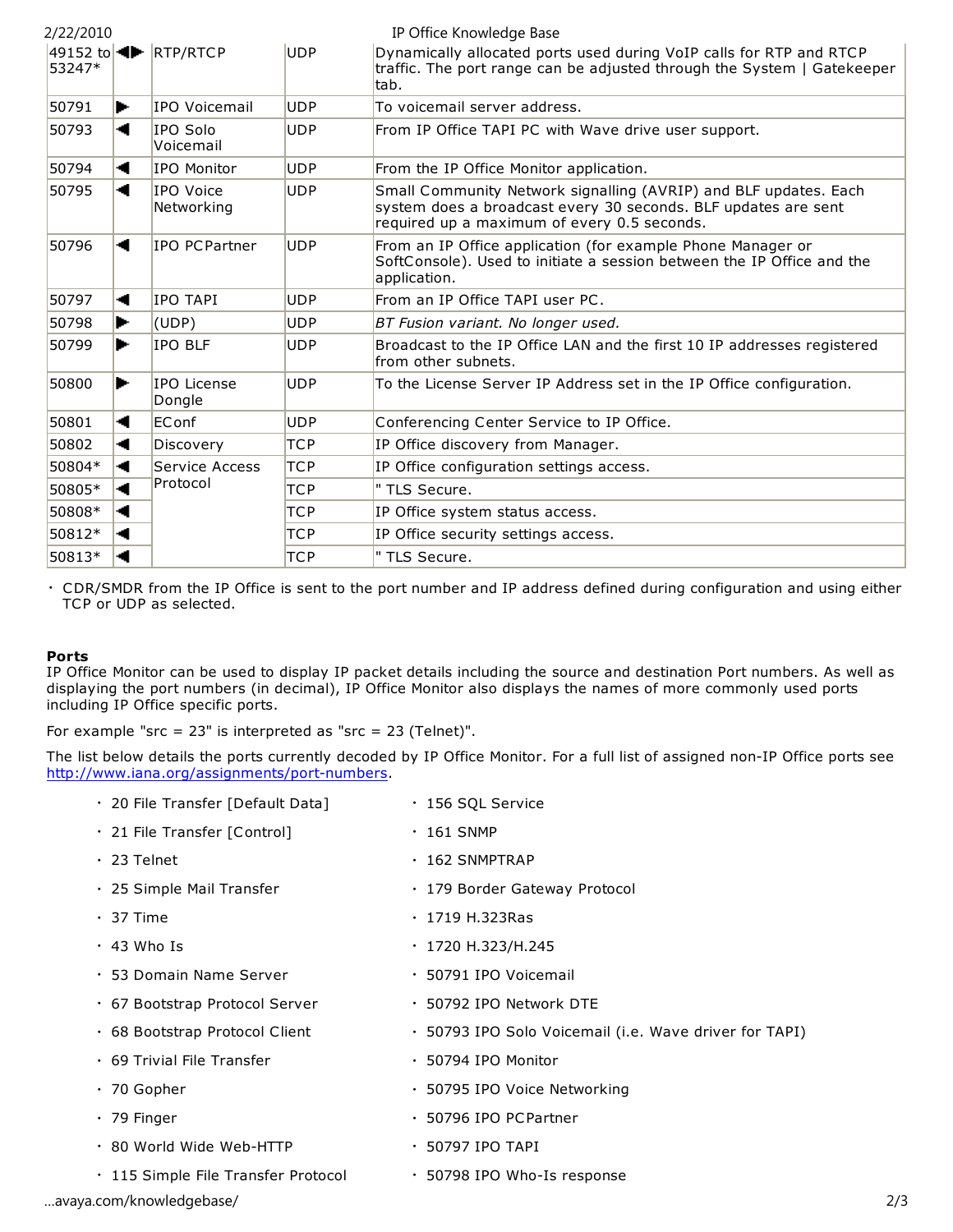| | | | | |
|---|---|---|---|---|
| 49152 to 53247* | ◀▶ | RTP/RTCP | UDP | Dynamically allocated ports used during VoIP calls for RTP and RTCP traffic. The port range can be adjusted through the System \| Gatekeeper tab. |
| 50791 | ▶ | IPO Voicemail | UDP | To voicemail server address. |
| 50793 | ◀ | IPO Solo Voicemail | UDP | From IP Office TAPI PC with Wave drive user support. |
| 50794 | ◀ | IPO Monitor | UDP | From the IP Office Monitor application. |
| 50795 | ◀ | IPO Voice Networking | UDP | Small Community Network signalling (AVRIP) and BLF updates. Each system does a broadcast every 30 seconds. BLF updates are sent required up a maximum of every 0.5 seconds. |
| 50796 | ◀ | IPO PCPartner | UDP | From an IP Office application (for example Phone Manager or SoftConsole). Used to initiate a session between the IP Office and the application. |
| 50797 | ◀ | IPO TAPI | UDP | From an IP Office TAPI user PC. |
| 50798 | ▶ | (UDP) | UDP | *BT Fusion variant. No longer used.* |
| 50799 | ▶ | IPO BLF | UDP | Broadcast to the IP Office LAN and the first 10 IP addresses registered from other subnets. |
| 50800 | ▶ | IPO License Dongle | UDP | To the License Server IP Address set in the IP Office configuration. |
| 50801 | ◀ | EConf | UDP | Conferencing Center Service to IP Office. |
| 50802 | ◀ | Discovery | TCP | IP Office discovery from Manager. |
| 50804* | ◀ | Service Access Protocol | TCP | IP Office configuration settings access. |
| 50805* | ◀ | | TCP | " TLS Secure. |
| 50808* | ◀ | | TCP | IP Office system status access. |
| 50812* | ◀ | | TCP | IP Office security settings access. |
| 50813* | ◀ | | TCP | " TLS Secure. |

- CDR/SMDR from the IP Office is sent to the port number and IP address defined during configuration and using either TCP or UDP as selected.

**Ports**

IP Office Monitor can be used to display IP packet details including the source and destination Port numbers. As well as displaying the port numbers (in decimal), IP Office Monitor also displays the names of more commonly used ports including IP Office specific ports.

For example "src = 23" is interpreted as "src = 23 (Telnet)".

The list below details the ports currently decoded by IP Office Monitor. For a full list of assigned non-IP Office ports see http://www.iana.org/assignments/port-numbers.

- 20 File Transfer [Default Data]
- 21 File Transfer [Control]
- 23 Telnet
- 25 Simple Mail Transfer
- 37 Time
- 43 Who Is
- 53 Domain Name Server
- 67 Bootstrap Protocol Server
- 68 Bootstrap Protocol Client
- 69 Trivial File Transfer
- 70 Gopher
- 79 Finger
- 80 World Wide Web-HTTP
- 115 Simple File Transfer Protocol
- 156 SQL Service
- 161 SNMP
- 162 SNMPTRAP
- 179 Border Gateway Protocol
- 1719 H.323Ras
- 1720 H.323/H.245
- 50791 IPO Voicemail
- 50792 IPO Network DTE
- 50793 IPO Solo Voicemail (i.e. Wave driver for TAPI)
- 50794 IPO Monitor
- 50795 IPO Voice Networking
- 50796 IPO PCPartner
- 50797 IPO TAPI
- 50798 IPO Who-Is response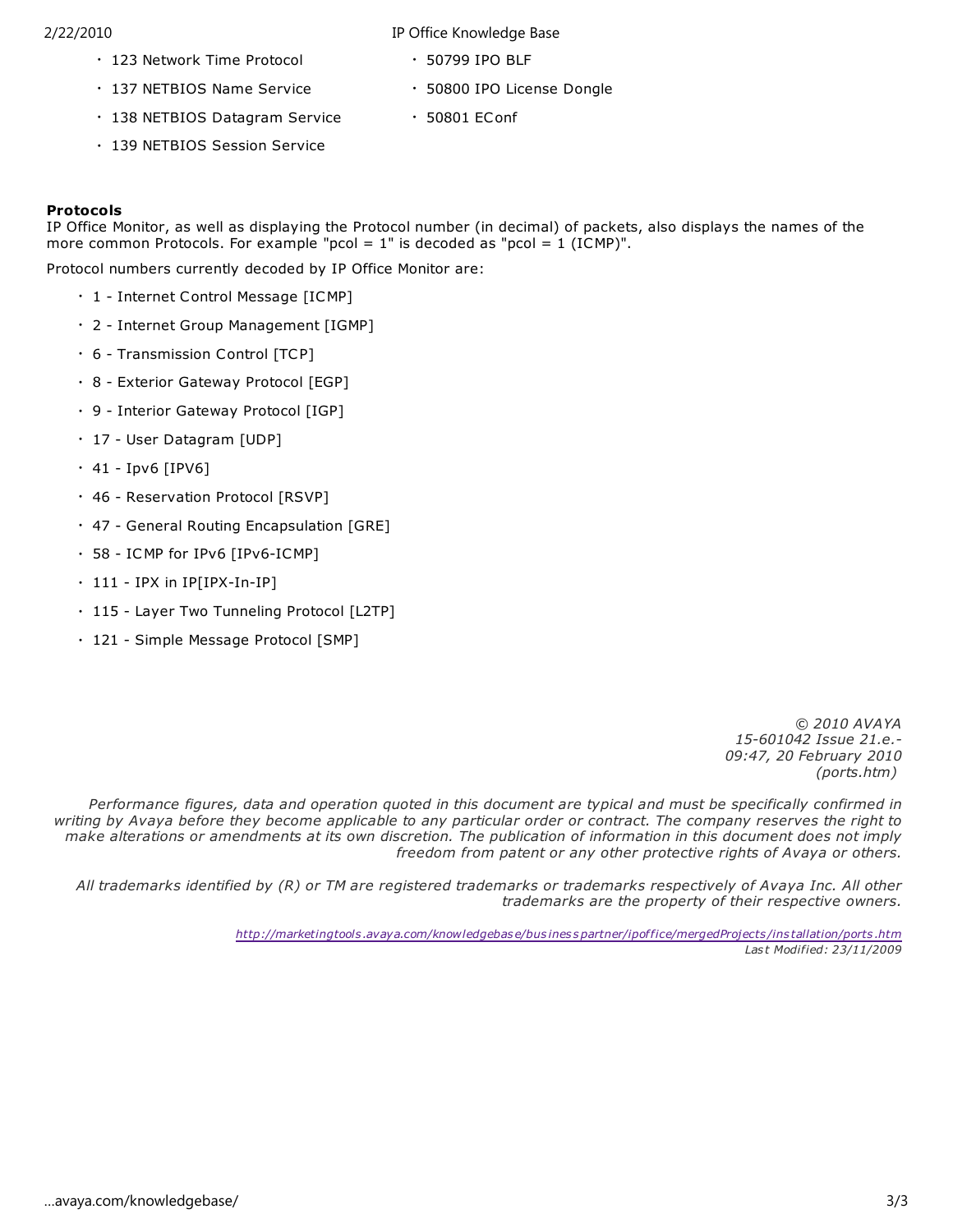- 123 Network Time Protocol
- 137 NETBIOS Name Service
- 138 NETBIOS Datagram Service
- 139 NETBIOS Session Service
- 50799 IPO BLF
- 50800 IPO License Dongle
- 50801 EConf

**Protocols**
IP Office Monitor, as well as displaying the Protocol number (in decimal) of packets, also displays the names of the more common Protocols. For example "pcol = 1" is decoded as "pcol = 1 (ICMP)".

Protocol numbers currently decoded by IP Office Monitor are:

- 1 - Internet Control Message [ICMP]
- 2 - Internet Group Management [IGMP]
- 6 - Transmission Control [TCP]
- 8 - Exterior Gateway Protocol [EGP]
- 9 - Interior Gateway Protocol [IGP]
- 17 - User Datagram [UDP]
- 41 - Ipv6 [IPV6]
- 46 - Reservation Protocol [RSVP]
- 47 - General Routing Encapsulation [GRE]
- 58 - ICMP for IPv6 [IPv6-ICMP]
- 111 - IPX in IP[IPX-In-IP]
- 115 - Layer Two Tunneling Protocol [L2TP]
- 121 - Simple Message Protocol [SMP]

*© 2010 AVAYA*
*15-601042 Issue 21.e.-*
*09:47, 20 February 2010*
*(ports.htm)*

*Performance figures, data and operation quoted in this document are typical and must be specifically confirmed in writing by Avaya before they become applicable to any particular order or contract. The company reserves the right to make alterations or amendments at its own discretion. The publication of information in this document does not imply freedom from patent or any other protective rights of Avaya or others.*

*All trademarks identified by (R) or TM are registered trademarks or trademarks respectively of Avaya Inc. All other trademarks are the property of their respective owners.*

*http://marketingtools.avaya.com/knowledgebase/businesspartner/ipoffice/mergedProjects/installation/ports.htm*
*Last Modified: 23/11/2009*